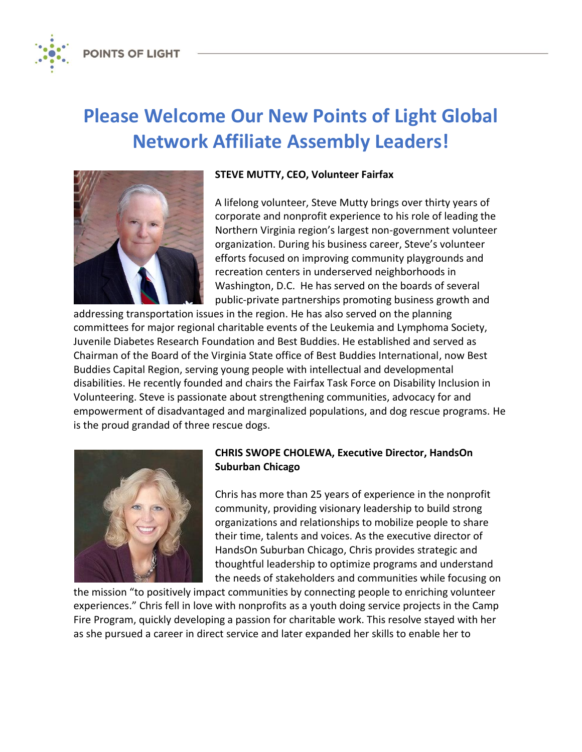# Please Welcome Our New Points of Light Global Network Affiliate Assembly Leaders!

**STEVE MUTTY, CEO, Volunteer Fairfax**

A lifelong volunteer, Steve Mutty brings over thirty years of corporate and nonprofit experience to his role of leading the Northern Virginia region's largest non-government volunteer organization. During his business career, Steve's volunteer efforts focused on improving community playgrounds and recreation centers in underserved neighborhoods in Washington, D.C. He has served on the boards of several public-private partnerships promoting business growth and addressing transportation issues in the region. He has also served on the planning committees for major regional charitable events of the Leukemia and Lymphoma Society, Juvenile Diabetes Research Foundation and Best Buddies. He established and served as Chairman of the Board of the Virginia State office of Best Buddies International, now Best Buddies Capital Region, serving young people with intellectual and developmental disabilities. He recently founded and chairs the Fairfax Task Force on Disability Inclusion in Volunteering. Steve is passionate about strengthening communities, advocacy for and empowerment of disadvantaged and marginalized populations, and dog rescue programs. He is the proud grandad of three rescue dogs.

**CHRIS SWOPE CHOLEWA, Executive Director, HandsOn Suburban Chicago**

Chris has more than 25 years of experience in the nonprofit community, providing visionary leadership to build strong organizations and relationships to mobilize people to share their time, talents and voices. As the executive director of HandsOn Suburban Chicago, Chris provides strategic and thoughtful leadership to optimize programs and understand the needs of stakeholders and communities while focusing on the mission "to positively impact communities by connecting people to enriching volunteer experiences." Chris fell in love with nonprofits as a youth doing service projects in the Camp Fire Program, quickly developing a passion for charitable work. This resolve stayed with her as she pursued a career in direct service and later expanded her skills to enable her to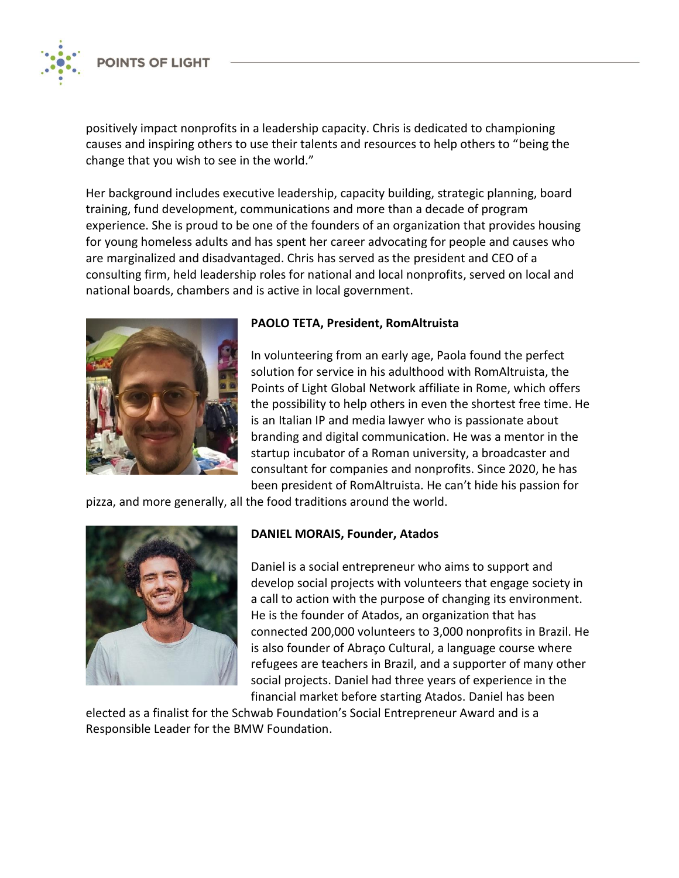positively impact nonprofits in a leadership capacity. Chris is dedicated to championing causes and inspiring others to use their talents and resources to help others to "being the change that you wish to see in the world."

Her background includes executive leadership, capacity building, strategic planning, board training, fund development, communications and more than a decade of program experience. She is proud to be one of the founders of an organization that provides housing for young homeless adults and has spent her career advocating for people and causes who are marginalized and disadvantaged. Chris has served as the president and CEO of a consulting firm, held leadership roles for national and local nonprofits, served on local and national boards, chambers and is active in local government.

**PAOLO TETA, President, RomAltruista**

In volunteering from an early age, Paola found the perfect solution for service in his adulthood with RomAltruista, the Points of Light Global Network affiliate in Rome, which offers the possibility to help others in even the shortest free time. He is an Italian IP and media lawyer who is passionate about branding and digital communication. He was a mentor in the startup incubator of a Roman university, a broadcaster and consultant for companies and nonprofits. Since 2020, he has been president of RomAltruista. He can't hide his passion for pizza, and more generally, all the food traditions around the world.

**DANIEL MORAIS, Founder, Atados**

Daniel is a social entrepreneur who aims to support and develop social projects with volunteers that engage society in a call to action with the purpose of changing its environment. He is the founder of Atados, an organization that has connected 200,000 volunteers to 3,000 nonprofits in Brazil. He is also founder of Abraço Cultural, a language course where refugees are teachers in Brazil, and a supporter of many other social projects. Daniel had three years of experience in the financial market before starting Atados. Daniel has been elected as a finalist for the Schwab Foundation's Social Entrepreneur Award and is a Responsible Leader for the BMW Foundation.